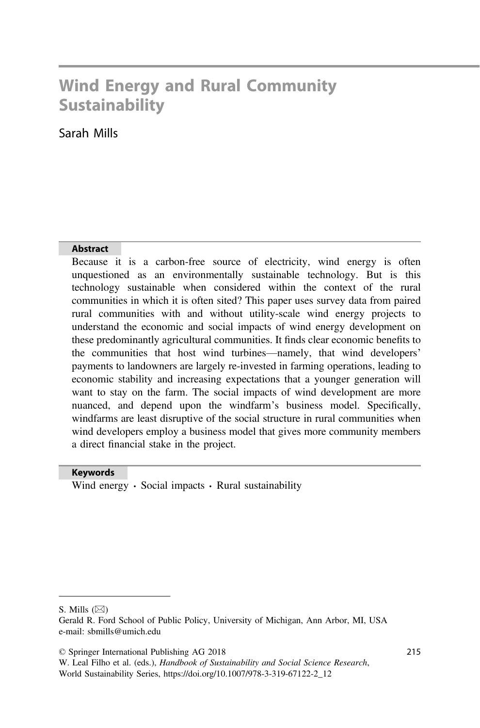# Wind Energy and Rural Community Sustainability

Sarah Mills

## Abstract

Because it is a carbon-free source of electricity, wind energy is often unquestioned as an environmentally sustainable technology. But is this technology sustainable when considered within the context of the rural communities in which it is often sited? This paper uses survey data from paired rural communities with and without utility-scale wind energy projects to understand the economic and social impacts of wind energy development on these predominantly agricultural communities. It finds clear economic benefits to the communities that host wind turbines—namely, that wind developers' payments to landowners are largely re-invested in farming operations, leading to economic stability and increasing expectations that a younger generation will want to stay on the farm. The social impacts of wind development are more nuanced, and depend upon the windfarm's business model. Specifically, windfarms are least disruptive of the social structure in rural communities when wind developers employ a business model that gives more community members a direct financial stake in the project.

## Keywords

Wind energy · Social impacts · Rural sustainability

---

S. Mills (✉)
Gerald R. Ford School of Public Policy, University of Michigan, Ann Arbor, MI, USA
e-mail: sbmills@umich.edu

© Springer International Publishing AG 2018
W. Leal Filho et al. (eds.), *Handbook of Sustainability and Social Science Research*, World Sustainability Series, https://doi.org/10.1007/978-3-319-67122-2_12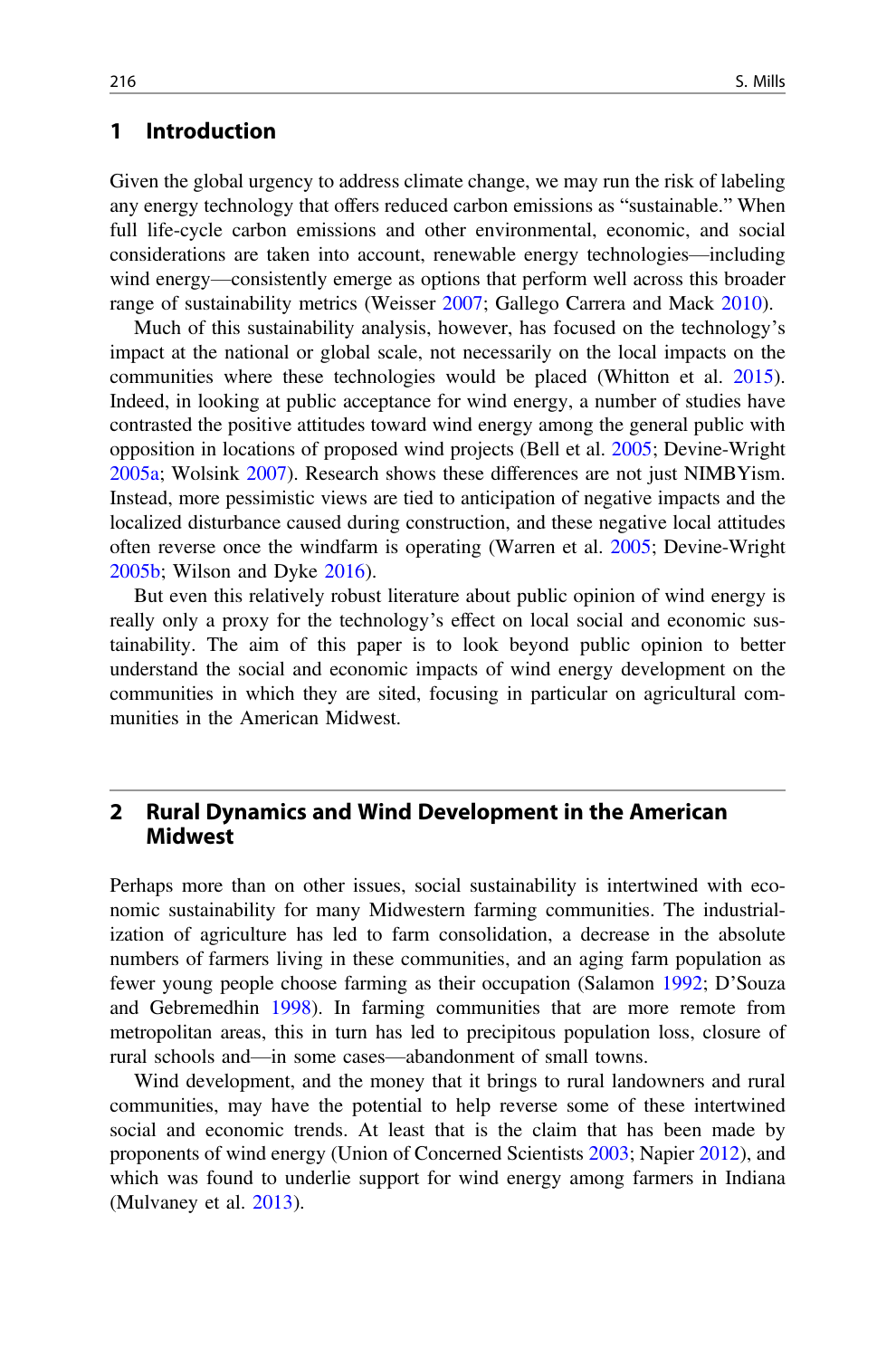## 1 Introduction

Given the global urgency to address climate change, we may run the risk of labeling any energy technology that offers reduced carbon emissions as "sustainable." When full life-cycle carbon emissions and other environmental, economic, and social considerations are taken into account, renewable energy technologies—including wind energy—consistently emerge as options that perform well across this broader range of sustainability metrics (Weisser 2007; Gallego Carrera and Mack 2010).

Much of this sustainability analysis, however, has focused on the technology's impact at the national or global scale, not necessarily on the local impacts on the communities where these technologies would be placed (Whitton et al. 2015). Indeed, in looking at public acceptance for wind energy, a number of studies have contrasted the positive attitudes toward wind energy among the general public with opposition in locations of proposed wind projects (Bell et al. 2005; Devine-Wright 2005a; Wolsink 2007). Research shows these differences are not just NIMBYism. Instead, more pessimistic views are tied to anticipation of negative impacts and the localized disturbance caused during construction, and these negative local attitudes often reverse once the windfarm is operating (Warren et al. 2005; Devine-Wright 2005b; Wilson and Dyke 2016).

But even this relatively robust literature about public opinion of wind energy is really only a proxy for the technology's effect on local social and economic sustainability. The aim of this paper is to look beyond public opinion to better understand the social and economic impacts of wind energy development on the communities in which they are sited, focusing in particular on agricultural communities in the American Midwest.

## 2 Rural Dynamics and Wind Development in the American Midwest

Perhaps more than on other issues, social sustainability is intertwined with economic sustainability for many Midwestern farming communities. The industrialization of agriculture has led to farm consolidation, a decrease in the absolute numbers of farmers living in these communities, and an aging farm population as fewer young people choose farming as their occupation (Salamon 1992; D'Souza and Gebremedhin 1998). In farming communities that are more remote from metropolitan areas, this in turn has led to precipitous population loss, closure of rural schools and—in some cases—abandonment of small towns.

Wind development, and the money that it brings to rural landowners and rural communities, may have the potential to help reverse some of these intertwined social and economic trends. At least that is the claim that has been made by proponents of wind energy (Union of Concerned Scientists 2003; Napier 2012), and which was found to underlie support for wind energy among farmers in Indiana (Mulvaney et al. 2013).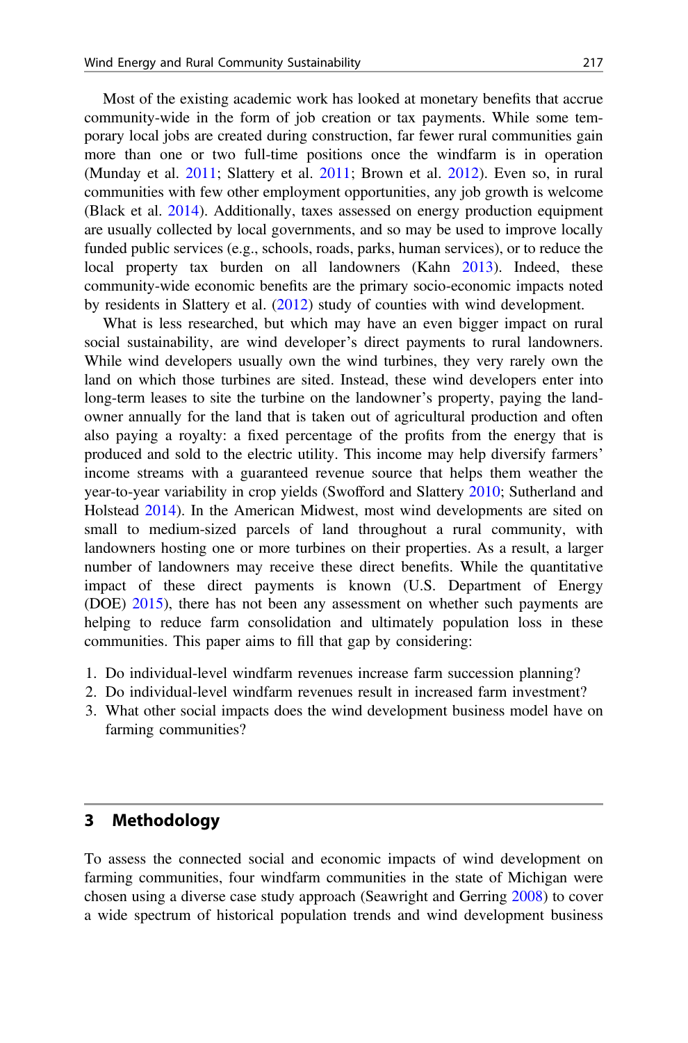Most of the existing academic work has looked at monetary benefits that accrue community-wide in the form of job creation or tax payments. While some temporary local jobs are created during construction, far fewer rural communities gain more than one or two full-time positions once the windfarm is in operation (Munday et al. 2011; Slattery et al. 2011; Brown et al. 2012). Even so, in rural communities with few other employment opportunities, any job growth is welcome (Black et al. 2014). Additionally, taxes assessed on energy production equipment are usually collected by local governments, and so may be used to improve locally funded public services (e.g., schools, roads, parks, human services), or to reduce the local property tax burden on all landowners (Kahn 2013). Indeed, these community-wide economic benefits are the primary socio-economic impacts noted by residents in Slattery et al. (2012) study of counties with wind development.

What is less researched, but which may have an even bigger impact on rural social sustainability, are wind developer's direct payments to rural landowners. While wind developers usually own the wind turbines, they very rarely own the land on which those turbines are sited. Instead, these wind developers enter into long-term leases to site the turbine on the landowner's property, paying the landowner annually for the land that is taken out of agricultural production and often also paying a royalty: a fixed percentage of the profits from the energy that is produced and sold to the electric utility. This income may help diversify farmers' income streams with a guaranteed revenue source that helps them weather the year-to-year variability in crop yields (Swofford and Slattery 2010; Sutherland and Holstead 2014). In the American Midwest, most wind developments are sited on small to medium-sized parcels of land throughout a rural community, with landowners hosting one or more turbines on their properties. As a result, a larger number of landowners may receive these direct benefits. While the quantitative impact of these direct payments is known (U.S. Department of Energy (DOE) 2015), there has not been any assessment on whether such payments are helping to reduce farm consolidation and ultimately population loss in these communities. This paper aims to fill that gap by considering:

1. Do individual-level windfarm revenues increase farm succession planning?
2. Do individual-level windfarm revenues result in increased farm investment?
3. What other social impacts does the wind development business model have on farming communities?

## 3 Methodology

To assess the connected social and economic impacts of wind development on farming communities, four windfarm communities in the state of Michigan were chosen using a diverse case study approach (Seawright and Gerring 2008) to cover a wide spectrum of historical population trends and wind development business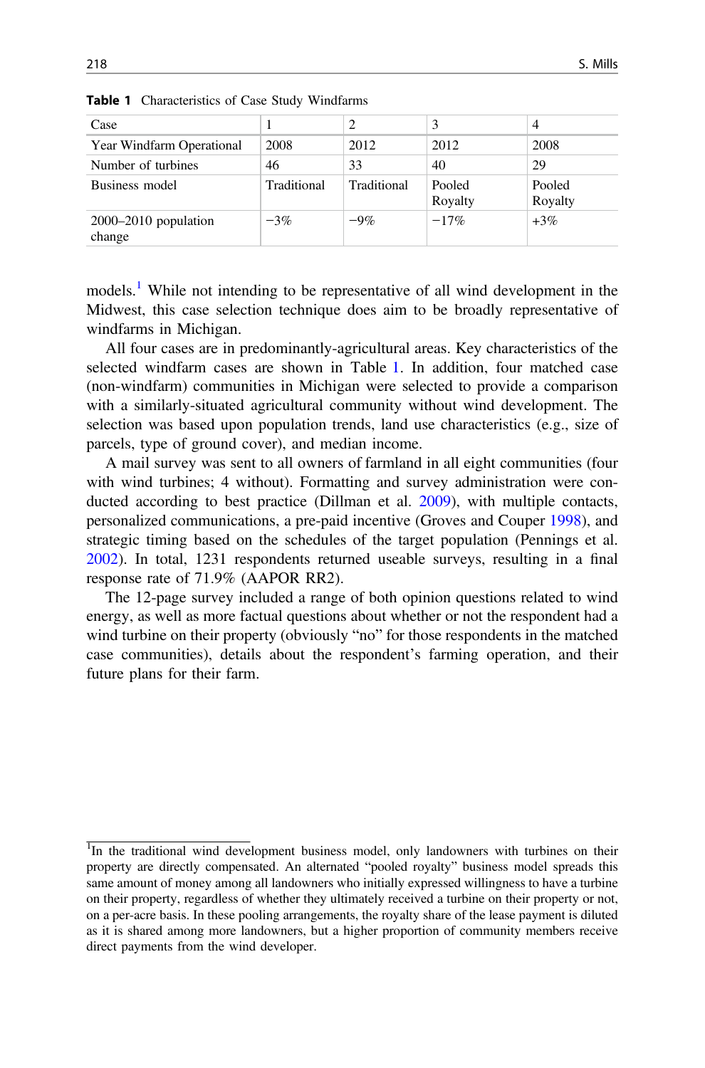**Table 1** Characteristics of Case Study Windfarms

| Case | 1 | 2 | 3 | 4 |
|---|---|---|---|---|
| Year Windfarm Operational | 2008 | 2012 | 2012 | 2008 |
| Number of turbines | 46 | 33 | 40 | 29 |
| Business model | Traditional | Traditional | Pooled Royalty | Pooled Royalty |
| 2000–2010 population change | −3% | −9% | −17% | +3% |

models.[1] While not intending to be representative of all wind development in the Midwest, this case selection technique does aim to be broadly representative of windfarms in Michigan.

All four cases are in predominantly-agricultural areas. Key characteristics of the selected windfarm cases are shown in Table 1. In addition, four matched case (non-windfarm) communities in Michigan were selected to provide a comparison with a similarly-situated agricultural community without wind development. The selection was based upon population trends, land use characteristics (e.g., size of parcels, type of ground cover), and median income.

A mail survey was sent to all owners of farmland in all eight communities (four with wind turbines; 4 without). Formatting and survey administration were conducted according to best practice (Dillman et al. 2009), with multiple contacts, personalized communications, a pre-paid incentive (Groves and Couper 1998), and strategic timing based on the schedules of the target population (Pennings et al. 2002). In total, 1231 respondents returned useable surveys, resulting in a final response rate of 71.9% (AAPOR RR2).

The 12-page survey included a range of both opinion questions related to wind energy, as well as more factual questions about whether or not the respondent had a wind turbine on their property (obviously "no" for those respondents in the matched case communities), details about the respondent's farming operation, and their future plans for their farm.

[1] In the traditional wind development business model, only landowners with turbines on their property are directly compensated. An alternated "pooled royalty" business model spreads this same amount of money among all landowners who initially expressed willingness to have a turbine on their property, regardless of whether they ultimately received a turbine on their property or not, on a per-acre basis. In these pooling arrangements, the royalty share of the lease payment is diluted as it is shared among more landowners, but a higher proportion of community members receive direct payments from the wind developer.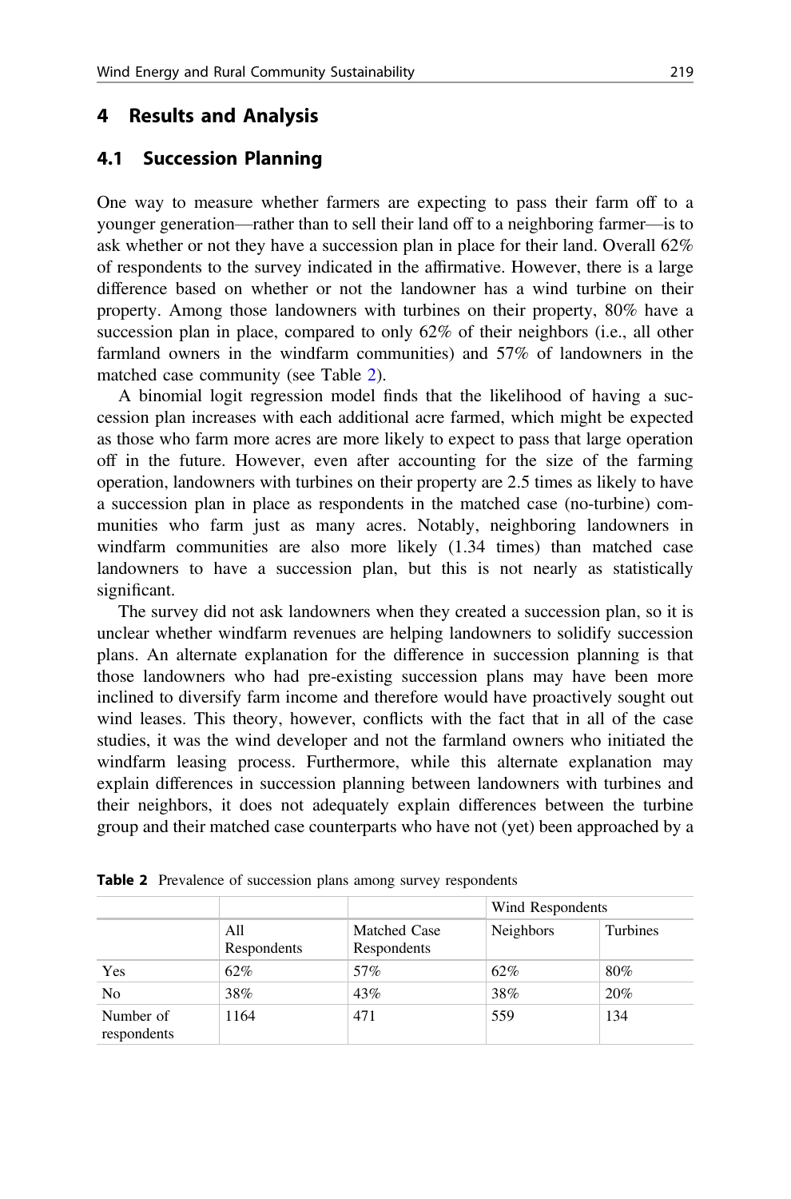## 4 Results and Analysis

### 4.1 Succession Planning

One way to measure whether farmers are expecting to pass their farm off to a younger generation—rather than to sell their land off to a neighboring farmer—is to ask whether or not they have a succession plan in place for their land. Overall 62% of respondents to the survey indicated in the affirmative. However, there is a large difference based on whether or not the landowner has a wind turbine on their property. Among those landowners with turbines on their property, 80% have a succession plan in place, compared to only 62% of their neighbors (i.e., all other farmland owners in the windfarm communities) and 57% of landowners in the matched case community (see Table 2).

A binomial logit regression model finds that the likelihood of having a succession plan increases with each additional acre farmed, which might be expected as those who farm more acres are more likely to expect to pass that large operation off in the future. However, even after accounting for the size of the farming operation, landowners with turbines on their property are 2.5 times as likely to have a succession plan in place as respondents in the matched case (no-turbine) communities who farm just as many acres. Notably, neighboring landowners in windfarm communities are also more likely (1.34 times) than matched case landowners to have a succession plan, but this is not nearly as statistically significant.

The survey did not ask landowners when they created a succession plan, so it is unclear whether windfarm revenues are helping landowners to solidify succession plans. An alternate explanation for the difference in succession planning is that those landowners who had pre-existing succession plans may have been more inclined to diversify farm income and therefore would have proactively sought out wind leases. This theory, however, conflicts with the fact that in all of the case studies, it was the wind developer and not the farmland owners who initiated the windfarm leasing process. Furthermore, while this alternate explanation may explain differences in succession planning between landowners with turbines and their neighbors, it does not adequately explain differences between the turbine group and their matched case counterparts who have not (yet) been approached by a

**Table 2** Prevalence of succession plans among survey respondents

| | | | Wind Respondents | |
|---|---|---|---|---|
| | All Respondents | Matched Case Respondents | Neighbors | Turbines |
| Yes | 62% | 57% | 62% | 80% |
| No | 38% | 43% | 38% | 20% |
| Number of respondents | 1164 | 471 | 559 | 134 |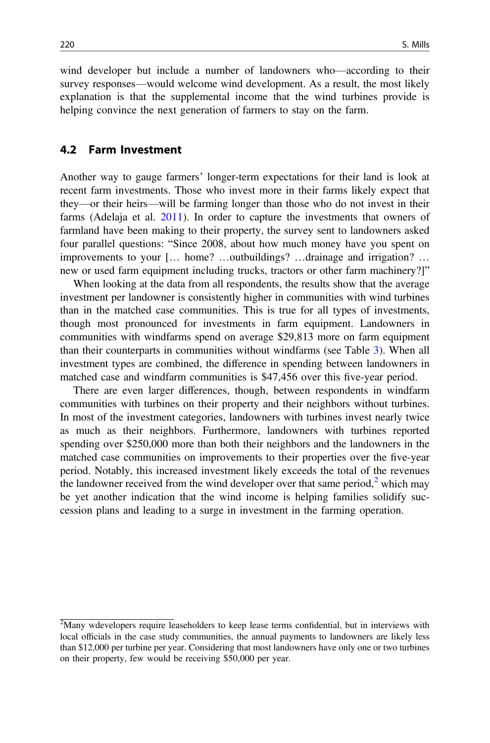wind developer but include a number of landowners who—according to their survey responses—would welcome wind development. As a result, the most likely explanation is that the supplemental income that the wind turbines provide is helping convince the next generation of farmers to stay on the farm.

### 4.2 Farm Investment

Another way to gauge farmers' longer-term expectations for their land is look at recent farm investments. Those who invest more in their farms likely expect that they—or their heirs—will be farming longer than those who do not invest in their farms (Adelaja et al. 2011). In order to capture the investments that owners of farmland have been making to their property, the survey sent to landowners asked four parallel questions: "Since 2008, about how much money have you spent on improvements to your [… home? …outbuildings? …drainage and irrigation? … new or used farm equipment including trucks, tractors or other farm machinery?]"

When looking at the data from all respondents, the results show that the average investment per landowner is consistently higher in communities with wind turbines than in the matched case communities. This is true for all types of investments, though most pronounced for investments in farm equipment. Landowners in communities with windfarms spend on average $29,813 more on farm equipment than their counterparts in communities without windfarms (see Table 3). When all investment types are combined, the difference in spending between landowners in matched case and windfarm communities is $47,456 over this five-year period.

There are even larger differences, though, between respondents in windfarm communities with turbines on their property and their neighbors without turbines. In most of the investment categories, landowners with turbines invest nearly twice as much as their neighbors. Furthermore, landowners with turbines reported spending over $250,000 more than both their neighbors and the landowners in the matched case communities on improvements to their properties over the five-year period. Notably, this increased investment likely exceeds the total of the revenues the landowner received from the wind developer over that same period,[2] which may be yet another indication that the wind income is helping families solidify succession plans and leading to a surge in investment in the farming operation.

[2]Many wdevelopers require leaseholders to keep lease terms confidential, but in interviews with local officials in the case study communities, the annual payments to landowners are likely less than $12,000 per turbine per year. Considering that most landowners have only one or two turbines on their property, few would be receiving $50,000 per year.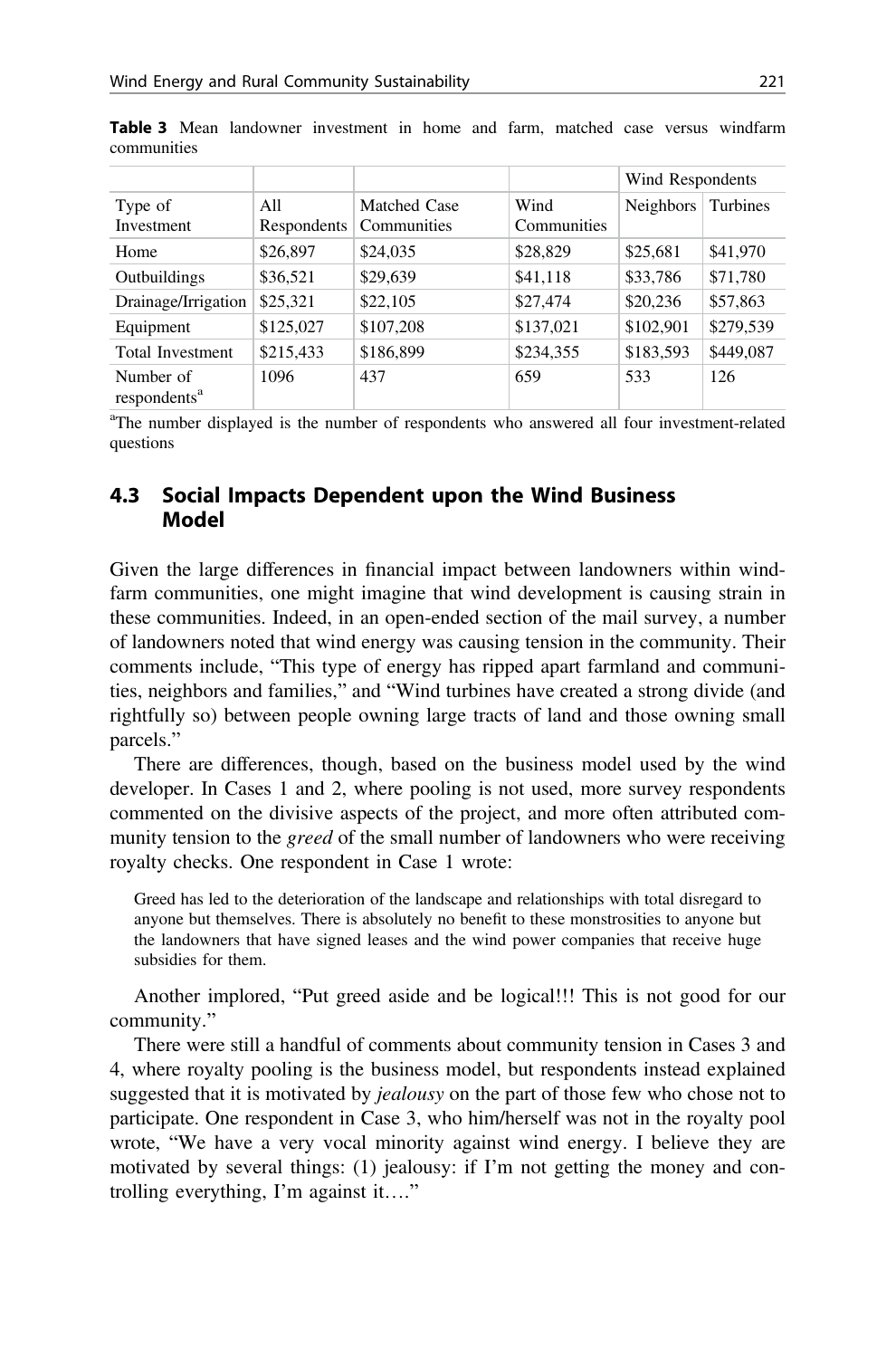**Table 3** Mean landowner investment in home and farm, matched case versus windfarm communities

| | | | | Wind Respondents | |
|---|---|---|---|---|---|
| Type of Investment | All Respondents | Matched Case Communities | Wind Communities | Neighbors | Turbines |
| Home | $26,897 | $24,035 | $28,829 | $25,681 | $41,970 |
| Outbuildings | $36,521 | $29,639 | $41,118 | $33,786 | $71,780 |
| Drainage/Irrigation | $25,321 | $22,105 | $27,474 | $20,236 | $57,863 |
| Equipment | $125,027 | $107,208 | $137,021 | $102,901 | $279,539 |
| Total Investment | $215,433 | $186,899 | $234,355 | $183,593 | $449,087 |
| Number of respondents[a] | 1096 | 437 | 659 | 533 | 126 |

[a]The number displayed is the number of respondents who answered all four investment-related questions

## 4.3 Social Impacts Dependent upon the Wind Business Model

Given the large differences in financial impact between landowners within windfarm communities, one might imagine that wind development is causing strain in these communities. Indeed, in an open-ended section of the mail survey, a number of landowners noted that wind energy was causing tension in the community. Their comments include, "This type of energy has ripped apart farmland and communities, neighbors and families," and "Wind turbines have created a strong divide (and rightfully so) between people owning large tracts of land and those owning small parcels."

There are differences, though, based on the business model used by the wind developer. In Cases 1 and 2, where pooling is not used, more survey respondents commented on the divisive aspects of the project, and more often attributed community tension to the *greed* of the small number of landowners who were receiving royalty checks. One respondent in Case 1 wrote:

> Greed has led to the deterioration of the landscape and relationships with total disregard to anyone but themselves. There is absolutely no benefit to these monstrosities to anyone but the landowners that have signed leases and the wind power companies that receive huge subsidies for them.

Another implored, "Put greed aside and be logical!!! This is not good for our community."

There were still a handful of comments about community tension in Cases 3 and 4, where royalty pooling is the business model, but respondents instead explained suggested that it is motivated by *jealousy* on the part of those few who chose not to participate. One respondent in Case 3, who him/herself was not in the royalty pool wrote, "We have a very vocal minority against wind energy. I believe they are motivated by several things: (1) jealousy: if I'm not getting the money and controlling everything, I'm against it…."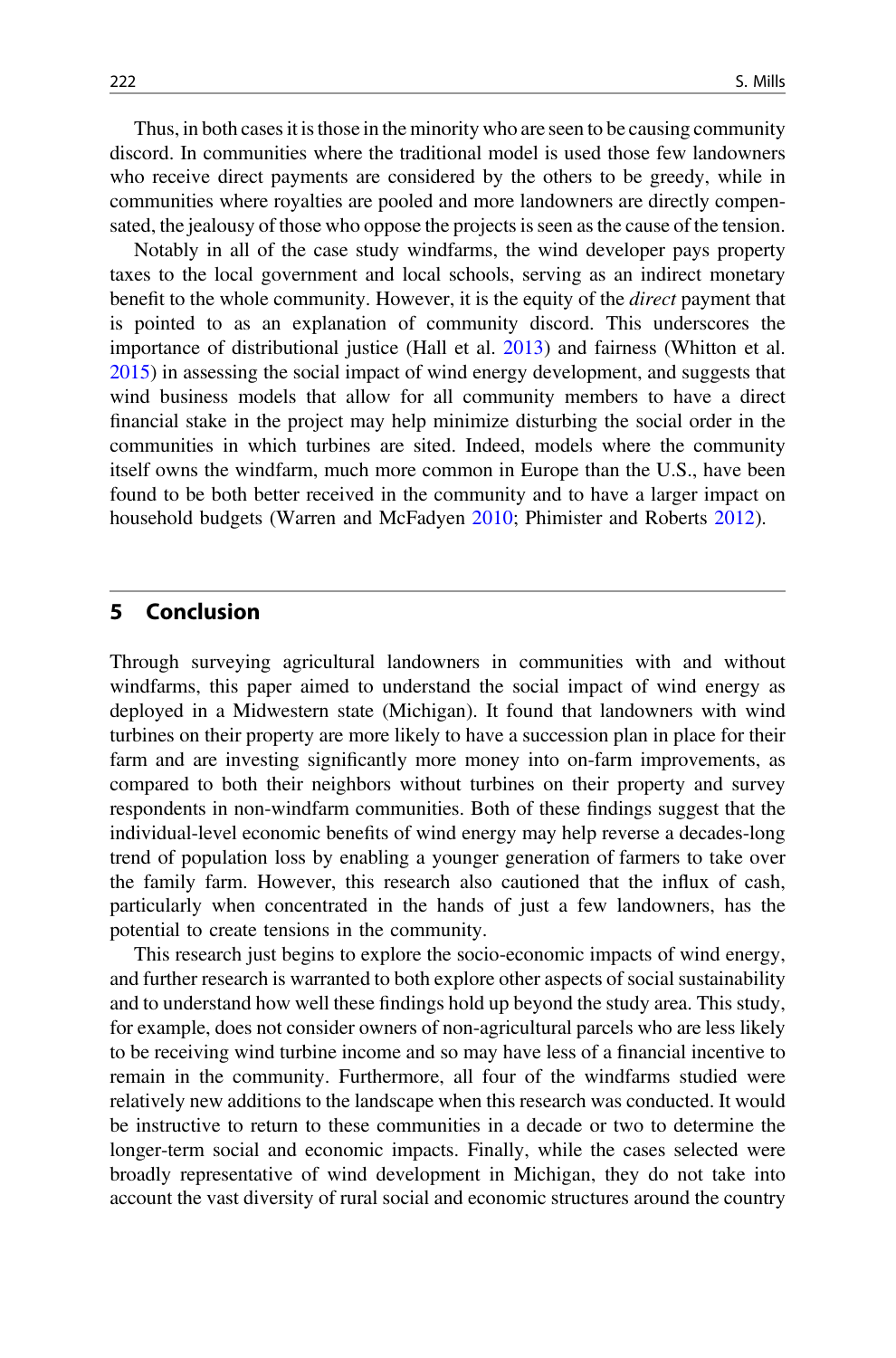Thus, in both cases it is those in the minority who are seen to be causing community discord. In communities where the traditional model is used those few landowners who receive direct payments are considered by the others to be greedy, while in communities where royalties are pooled and more landowners are directly compensated, the jealousy of those who oppose the projects is seen as the cause of the tension.

Notably in all of the case study windfarms, the wind developer pays property taxes to the local government and local schools, serving as an indirect monetary benefit to the whole community. However, it is the equity of the *direct* payment that is pointed to as an explanation of community discord. This underscores the importance of distributional justice (Hall et al. 2013) and fairness (Whitton et al. 2015) in assessing the social impact of wind energy development, and suggests that wind business models that allow for all community members to have a direct financial stake in the project may help minimize disturbing the social order in the communities in which turbines are sited. Indeed, models where the community itself owns the windfarm, much more common in Europe than the U.S., have been found to be both better received in the community and to have a larger impact on household budgets (Warren and McFadyen 2010; Phimister and Roberts 2012).

## 5 Conclusion

Through surveying agricultural landowners in communities with and without windfarms, this paper aimed to understand the social impact of wind energy as deployed in a Midwestern state (Michigan). It found that landowners with wind turbines on their property are more likely to have a succession plan in place for their farm and are investing significantly more money into on-farm improvements, as compared to both their neighbors without turbines on their property and survey respondents in non-windfarm communities. Both of these findings suggest that the individual-level economic benefits of wind energy may help reverse a decades-long trend of population loss by enabling a younger generation of farmers to take over the family farm. However, this research also cautioned that the influx of cash, particularly when concentrated in the hands of just a few landowners, has the potential to create tensions in the community.

This research just begins to explore the socio-economic impacts of wind energy, and further research is warranted to both explore other aspects of social sustainability and to understand how well these findings hold up beyond the study area. This study, for example, does not consider owners of non-agricultural parcels who are less likely to be receiving wind turbine income and so may have less of a financial incentive to remain in the community. Furthermore, all four of the windfarms studied were relatively new additions to the landscape when this research was conducted. It would be instructive to return to these communities in a decade or two to determine the longer-term social and economic impacts. Finally, while the cases selected were broadly representative of wind development in Michigan, they do not take into account the vast diversity of rural social and economic structures around the country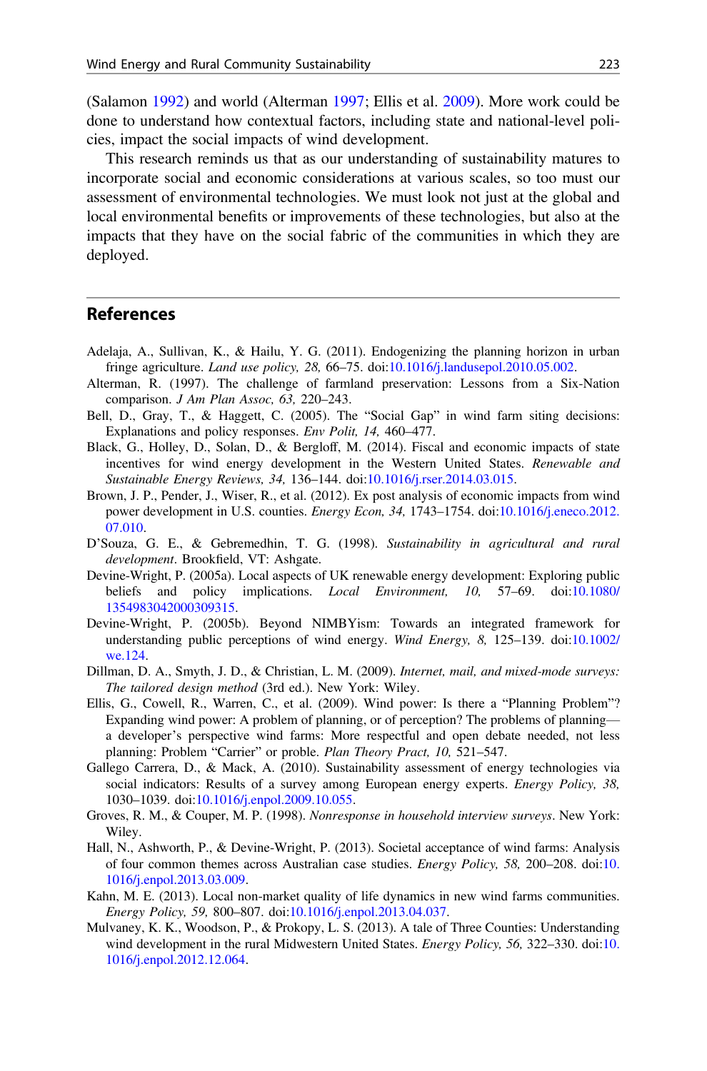(Salamon 1992) and world (Alterman 1997; Ellis et al. 2009). More work could be done to understand how contextual factors, including state and national-level policies, impact the social impacts of wind development.

This research reminds us that as our understanding of sustainability matures to incorporate social and economic considerations at various scales, so too must our assessment of environmental technologies. We must look not just at the global and local environmental benefits or improvements of these technologies, but also at the impacts that they have on the social fabric of the communities in which they are deployed.

## References

Adelaja, A., Sullivan, K., & Hailu, Y. G. (2011). Endogenizing the planning horizon in urban fringe agriculture. *Land use policy, 28,* 66–75. doi:10.1016/j.landusepol.2010.05.002.

Alterman, R. (1997). The challenge of farmland preservation: Lessons from a Six-Nation comparison. *J Am Plan Assoc, 63,* 220–243.

Bell, D., Gray, T., & Haggett, C. (2005). The "Social Gap" in wind farm siting decisions: Explanations and policy responses. *Env Polit, 14,* 460–477.

Black, G., Holley, D., Solan, D., & Bergloff, M. (2014). Fiscal and economic impacts of state incentives for wind energy development in the Western United States. *Renewable and Sustainable Energy Reviews, 34,* 136–144. doi:10.1016/j.rser.2014.03.015.

Brown, J. P., Pender, J., Wiser, R., et al. (2012). Ex post analysis of economic impacts from wind power development in U.S. counties. *Energy Econ, 34,* 1743–1754. doi:10.1016/j.eneco.2012.07.010.

D'Souza, G. E., & Gebremedhin, T. G. (1998). *Sustainability in agricultural and rural development*. Brookfield, VT: Ashgate.

Devine-Wright, P. (2005a). Local aspects of UK renewable energy development: Exploring public beliefs and policy implications. *Local Environment, 10,* 57–69. doi:10.1080/1354983042000309315.

Devine-Wright, P. (2005b). Beyond NIMBYism: Towards an integrated framework for understanding public perceptions of wind energy. *Wind Energy, 8,* 125–139. doi:10.1002/we.124.

Dillman, D. A., Smyth, J. D., & Christian, L. M. (2009). *Internet, mail, and mixed-mode surveys: The tailored design method* (3rd ed.). New York: Wiley.

Ellis, G., Cowell, R., Warren, C., et al. (2009). Wind power: Is there a "Planning Problem"? Expanding wind power: A problem of planning, or of perception? The problems of planning—a developer's perspective wind farms: More respectful and open debate needed, not less planning: Problem "Carrier" or proble. *Plan Theory Pract, 10,* 521–547.

Gallego Carrera, D., & Mack, A. (2010). Sustainability assessment of energy technologies via social indicators: Results of a survey among European energy experts. *Energy Policy, 38,* 1030–1039. doi:10.1016/j.enpol.2009.10.055.

Groves, R. M., & Couper, M. P. (1998). *Nonresponse in household interview surveys*. New York: Wiley.

Hall, N., Ashworth, P., & Devine-Wright, P. (2013). Societal acceptance of wind farms: Analysis of four common themes across Australian case studies. *Energy Policy, 58,* 200–208. doi:10.1016/j.enpol.2013.03.009.

Kahn, M. E. (2013). Local non-market quality of life dynamics in new wind farms communities. *Energy Policy, 59,* 800–807. doi:10.1016/j.enpol.2013.04.037.

Mulvaney, K. K., Woodson, P., & Prokopy, L. S. (2013). A tale of Three Counties: Understanding wind development in the rural Midwestern United States. *Energy Policy, 56,* 322–330. doi:10.1016/j.enpol.2012.12.064.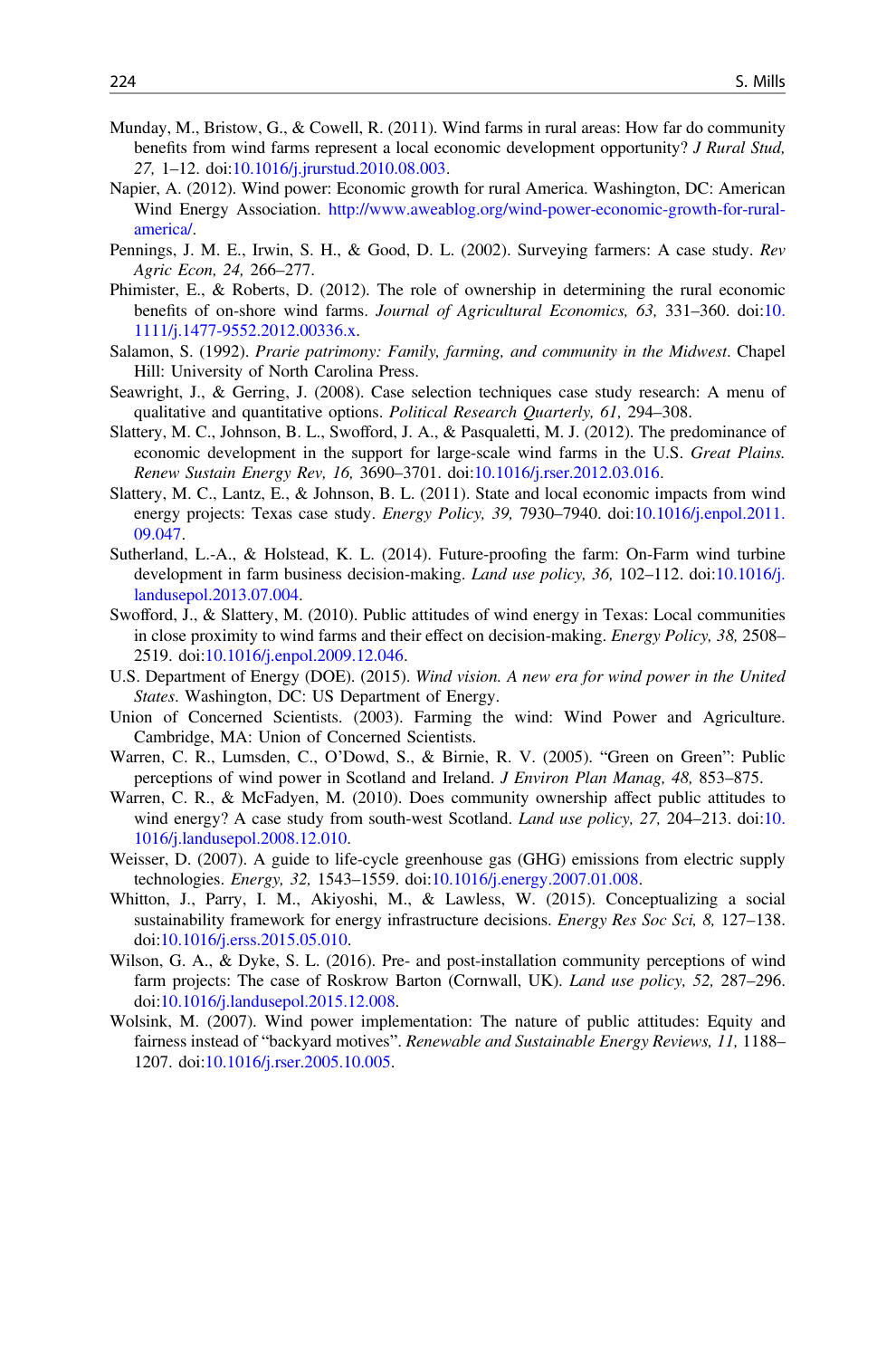Munday, M., Bristow, G., & Cowell, R. (2011). Wind farms in rural areas: How far do community benefits from wind farms represent a local economic development opportunity? *J Rural Stud, 27,* 1–12. doi:10.1016/j.jrurstud.2010.08.003.

Napier, A. (2012). Wind power: Economic growth for rural America. Washington, DC: American Wind Energy Association. http://www.aweablog.org/wind-power-economic-growth-for-rural-america/.

Pennings, J. M. E., Irwin, S. H., & Good, D. L. (2002). Surveying farmers: A case study. *Rev Agric Econ, 24,* 266–277.

Phimister, E., & Roberts, D. (2012). The role of ownership in determining the rural economic benefits of on-shore wind farms. *Journal of Agricultural Economics, 63,* 331–360. doi:10.1111/j.1477-9552.2012.00336.x.

Salamon, S. (1992). *Prarie patrimony: Family, farming, and community in the Midwest*. Chapel Hill: University of North Carolina Press.

Seawright, J., & Gerring, J. (2008). Case selection techniques case study research: A menu of qualitative and quantitative options. *Political Research Quarterly, 61,* 294–308.

Slattery, M. C., Johnson, B. L., Swofford, J. A., & Pasqualetti, M. J. (2012). The predominance of economic development in the support for large-scale wind farms in the U.S. *Great Plains. Renew Sustain Energy Rev, 16,* 3690–3701. doi:10.1016/j.rser.2012.03.016.

Slattery, M. C., Lantz, E., & Johnson, B. L. (2011). State and local economic impacts from wind energy projects: Texas case study. *Energy Policy, 39,* 7930–7940. doi:10.1016/j.enpol.2011.09.047.

Sutherland, L.-A., & Holstead, K. L. (2014). Future-proofing the farm: On-Farm wind turbine development in farm business decision-making. *Land use policy, 36,* 102–112. doi:10.1016/j.landusepol.2013.07.004.

Swofford, J., & Slattery, M. (2010). Public attitudes of wind energy in Texas: Local communities in close proximity to wind farms and their effect on decision-making. *Energy Policy, 38,* 2508–2519. doi:10.1016/j.enpol.2009.12.046.

U.S. Department of Energy (DOE). (2015). *Wind vision. A new era for wind power in the United States*. Washington, DC: US Department of Energy.

Union of Concerned Scientists. (2003). Farming the wind: Wind Power and Agriculture. Cambridge, MA: Union of Concerned Scientists.

Warren, C. R., Lumsden, C., O'Dowd, S., & Birnie, R. V. (2005). "Green on Green": Public perceptions of wind power in Scotland and Ireland. *J Environ Plan Manag, 48,* 853–875.

Warren, C. R., & McFadyen, M. (2010). Does community ownership affect public attitudes to wind energy? A case study from south-west Scotland. *Land use policy, 27,* 204–213. doi:10.1016/j.landusepol.2008.12.010.

Weisser, D. (2007). A guide to life-cycle greenhouse gas (GHG) emissions from electric supply technologies. *Energy, 32,* 1543–1559. doi:10.1016/j.energy.2007.01.008.

Whitton, J., Parry, I. M., Akiyoshi, M., & Lawless, W. (2015). Conceptualizing a social sustainability framework for energy infrastructure decisions. *Energy Res Soc Sci, 8,* 127–138. doi:10.1016/j.erss.2015.05.010.

Wilson, G. A., & Dyke, S. L. (2016). Pre- and post-installation community perceptions of wind farm projects: The case of Roskrow Barton (Cornwall, UK). *Land use policy, 52,* 287–296. doi:10.1016/j.landusepol.2015.12.008.

Wolsink, M. (2007). Wind power implementation: The nature of public attitudes: Equity and fairness instead of "backyard motives". *Renewable and Sustainable Energy Reviews, 11,* 1188–1207. doi:10.1016/j.rser.2005.10.005.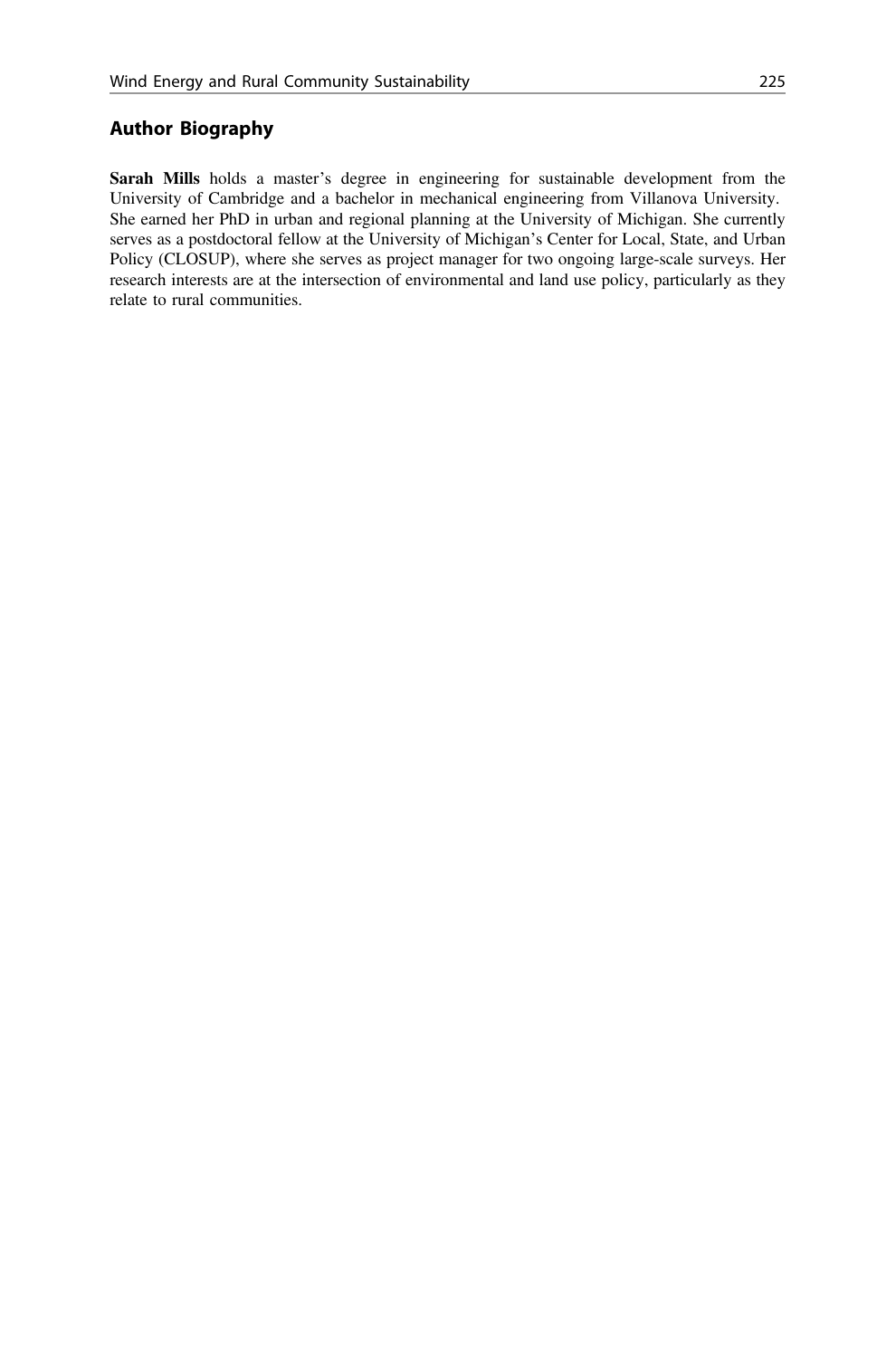## Author Biography

**Sarah Mills** holds a master's degree in engineering for sustainable development from the University of Cambridge and a bachelor in mechanical engineering from Villanova University. She earned her PhD in urban and regional planning at the University of Michigan. She currently serves as a postdoctoral fellow at the University of Michigan's Center for Local, State, and Urban Policy (CLOSUP), where she serves as project manager for two ongoing large-scale surveys. Her research interests are at the intersection of environmental and land use policy, particularly as they relate to rural communities.